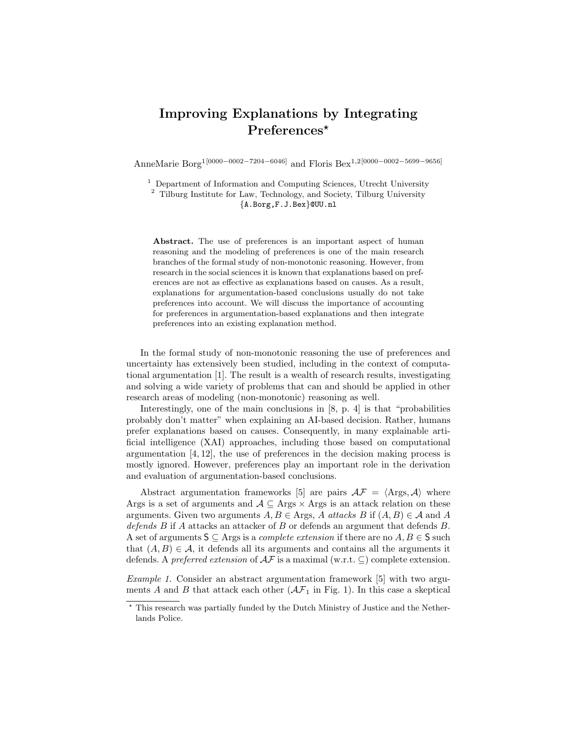# Improving Explanations by Integrating Preferences*

AnneMarie Borg[1][0000−0002−7204−6046] and Floris Bex[1,2][0000−0002−5699−9656]

[1] Department of Information and Computing Sciences, Utrecht University
[2] Tilburg Institute for Law, Technology, and Society, Tilburg University
{A.Borg,F.J.Bex}@UU.nl

**Abstract.** The use of preferences is an important aspect of human reasoning and the modeling of preferences is one of the main research branches of the formal study of non-monotonic reasoning. However, from research in the social sciences it is known that explanations based on preferences are not as effective as explanations based on causes. As a result, explanations for argumentation-based conclusions usually do not take preferences into account. We will discuss the importance of accounting for preferences in argumentation-based explanations and then integrate preferences into an existing explanation method.

In the formal study of non-monotonic reasoning the use of preferences and uncertainty has extensively been studied, including in the context of computational argumentation [1]. The result is a wealth of research results, investigating and solving a wide variety of problems that can and should be applied in other research areas of modeling (non-monotonic) reasoning as well.

Interestingly, one of the main conclusions in [8, p. 4] is that "probabilities probably don't matter" when explaining an AI-based decision. Rather, humans prefer explanations based on causes. Consequently, in many explainable artificial intelligence (XAI) approaches, including those based on computational argumentation [4, 12], the use of preferences in the decision making process is mostly ignored. However, preferences play an important role in the derivation and evaluation of argumentation-based conclusions.

Abstract argumentation frameworks [5] are pairs $\mathcal{AF} = \langle \text{Args}, \mathcal{A} \rangle$ where Args is a set of arguments and $\mathcal{A} \subseteq \text{Args} \times \text{Args}$ is an attack relation on these arguments. Given two arguments $A, B \in \text{Args}$, $A$ *attacks* $B$ if $(A, B) \in \mathcal{A}$ and $A$ *defends* $B$ if $A$ attacks an attacker of $B$ or defends an argument that defends $B$. A set of arguments $\mathsf{S} \subseteq \text{Args}$ is a *complete extension* if there are no $A, B \in \mathsf{S}$ such that $(A, B) \in \mathcal{A}$, it defends all its arguments and contains all the arguments it defends. A *preferred extension* of $\mathcal{AF}$ is a maximal (w.r.t. $\subseteq$) complete extension.

*Example 1.* Consider an abstract argumentation framework [5] with two arguments $A$ and $B$ that attack each other ($\mathcal{AF}_1$ in Fig. 1). In this case a skeptical

* This research was partially funded by the Dutch Ministry of Justice and the Netherlands Police.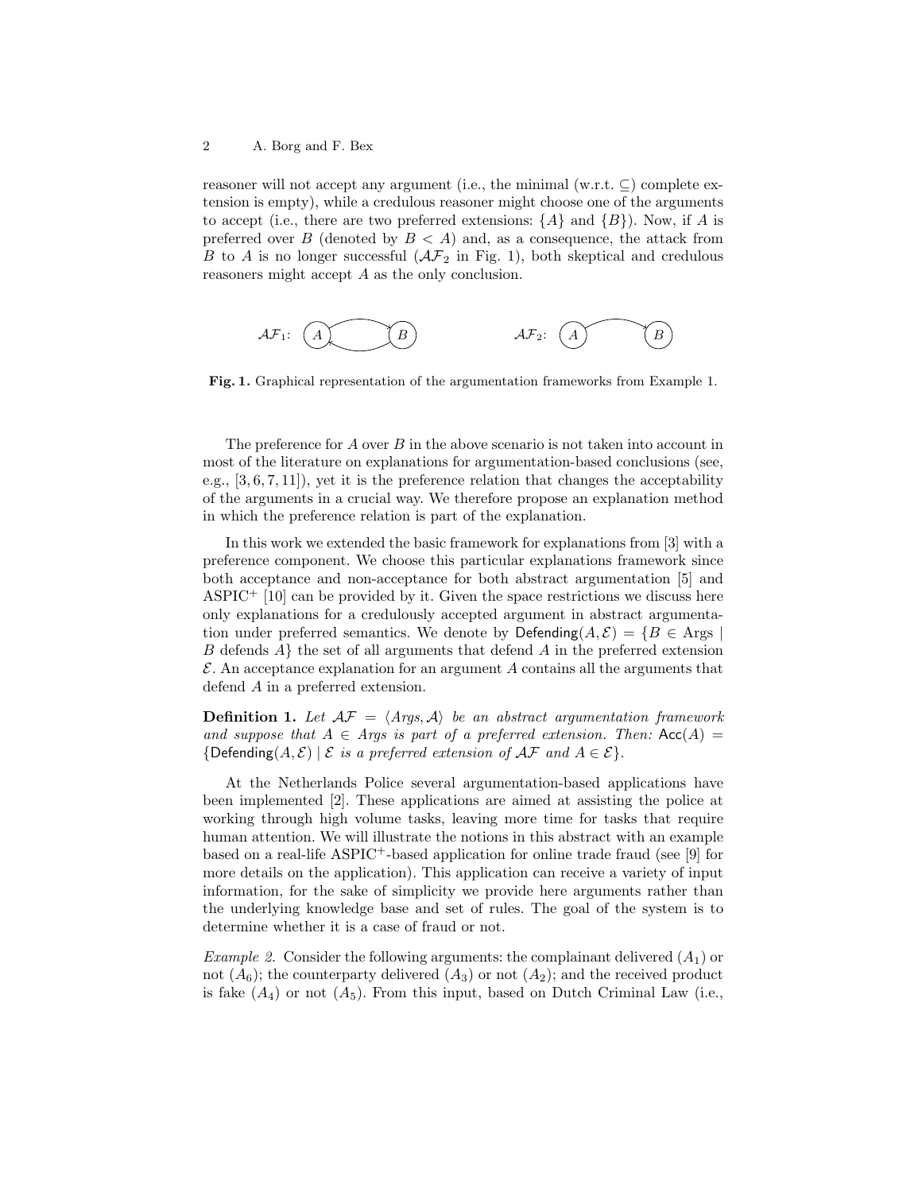reasoner will not accept any argument (i.e., the minimal (w.r.t. $\subseteq$) complete extension is empty), while a credulous reasoner might choose one of the arguments to accept (i.e., there are two preferred extensions: $\{A\}$ and $\{B\}$). Now, if $A$ is preferred over $B$ (denoted by $B < A$) and, as a consequence, the attack from $B$ to $A$ is no longer successful ($\mathcal{AF}_2$ in Fig. 1), both skeptical and credulous reasoners might accept $A$ as the only conclusion.

$\mathcal{AF}_1$: $A \rightleftarrows B$ $\qquad\qquad$ $\mathcal{AF}_2$: $A \rightarrow B$

**Fig. 1.** Graphical representation of the argumentation frameworks from Example 1.

The preference for $A$ over $B$ in the above scenario is not taken into account in most of the literature on explanations for argumentation-based conclusions (see, e.g., [3, 6, 7, 11]), yet it is the preference relation that changes the acceptability of the arguments in a crucial way. We therefore propose an explanation method in which the preference relation is part of the explanation.

In this work we extended the basic framework for explanations from [3] with a preference component. We choose this particular explanations framework since both acceptance and non-acceptance for both abstract argumentation [5] and ASPIC$^+$ [10] can be provided by it. Given the space restrictions we discuss here only explanations for a credulously accepted argument in abstract argumentation under preferred semantics. We denote by $\mathsf{Defending}(A, \mathcal{E}) = \{B \in \text{Args} \mid B \text{ defends } A\}$ the set of all arguments that defend $A$ in the preferred extension $\mathcal{E}$. An acceptance explanation for an argument $A$ contains all the arguments that defend $A$ in a preferred extension.

**Definition 1.** *Let $\mathcal{AF} = \langle Args, \mathcal{A} \rangle$ be an abstract argumentation framework and suppose that $A \in Args$ is part of a preferred extension. Then:* $\mathsf{Acc}(A) = \{\mathsf{Defending}(A, \mathcal{E}) \mid \mathcal{E}$ *is a preferred extension of* $\mathcal{AF}$ *and* $A \in \mathcal{E}\}$.

At the Netherlands Police several argumentation-based applications have been implemented [2]. These applications are aimed at assisting the police at working through high volume tasks, leaving more time for tasks that require human attention. We will illustrate the notions in this abstract with an example based on a real-life ASPIC$^+$-based application for online trade fraud (see [9] for more details on the application). This application can receive a variety of input information, for the sake of simplicity we provide here arguments rather than the underlying knowledge base and set of rules. The goal of the system is to determine whether it is a case of fraud or not.

*Example 2.* Consider the following arguments: the complainant delivered ($A_1$) or not ($A_6$); the counterparty delivered ($A_3$) or not ($A_2$); and the received product is fake ($A_4$) or not ($A_5$). From this input, based on Dutch Criminal Law (i.e.,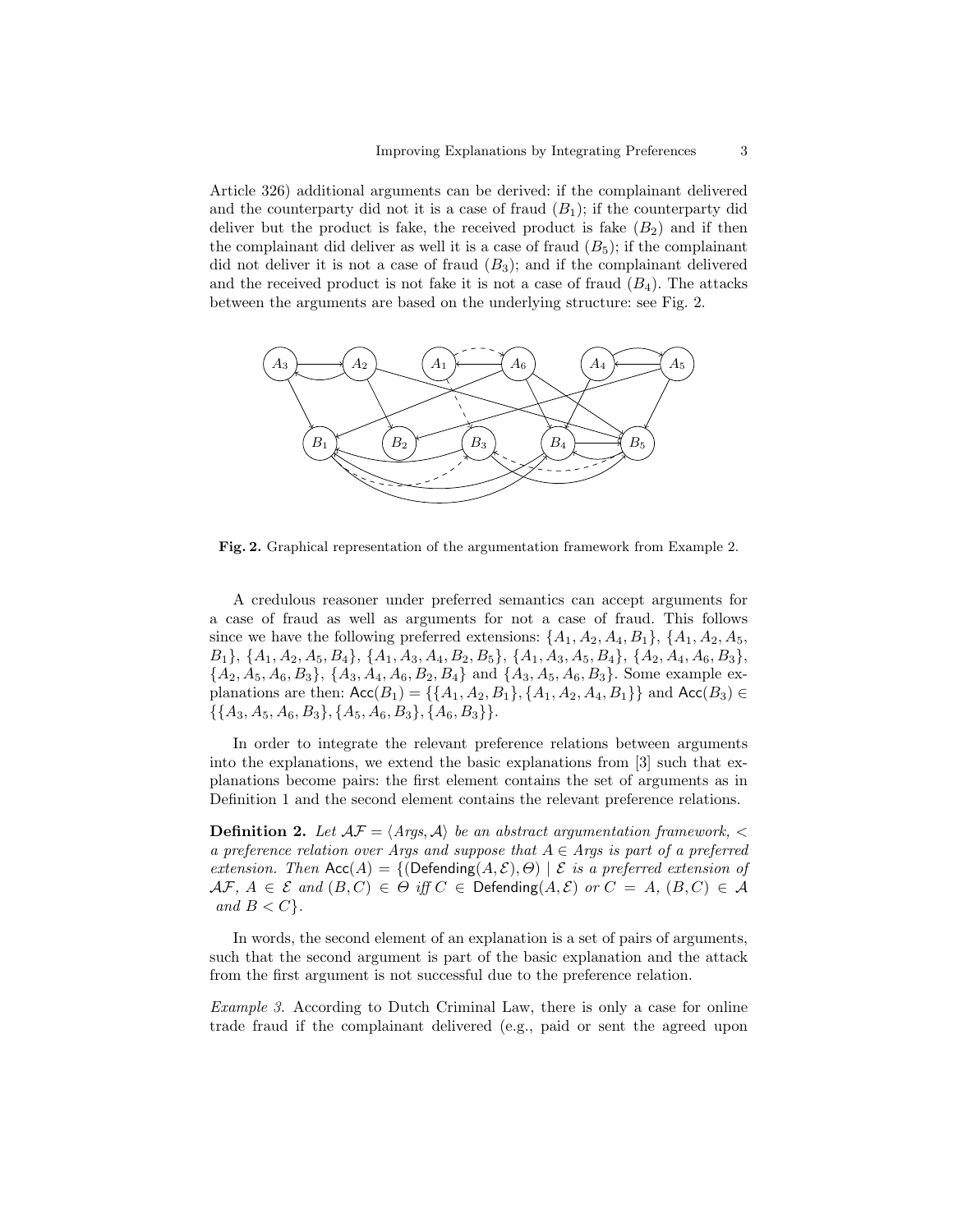Article 326) additional arguments can be derived: if the complainant delivered and the counterparty did not it is a case of fraud ($B_1$); if the counterparty did deliver but the product is fake, the received product is fake ($B_2$) and if then the complainant did deliver as well it is a case of fraud ($B_5$); if the complainant did not deliver it is not a case of fraud ($B_3$); and if the complainant delivered and the received product is not fake it is not a case of fraud ($B_4$). The attacks between the arguments are based on the underlying structure: see Fig. 2.

**Fig. 2.** Graphical representation of the argumentation framework from Example 2.

A credulous reasoner under preferred semantics can accept arguments for a case of fraud as well as arguments for not a case of fraud. This follows since we have the following preferred extensions: $\{A_1, A_2, A_4, B_1\}$, $\{A_1, A_2, A_5, B_1\}$, $\{A_1, A_2, A_5, B_4\}$, $\{A_1, A_3, A_4, B_2, B_5\}$, $\{A_1, A_3, A_5, B_4\}$, $\{A_2, A_4, A_6, B_3\}$, $\{A_2, A_5, A_6, B_3\}$, $\{A_3, A_4, A_6, B_2, B_4\}$ and $\{A_3, A_5, A_6, B_3\}$. Some example explanations are then: $\mathsf{Acc}(B_1) = \{\{A_1, A_2, B_1\}, \{A_1, A_2, A_4, B_1\}\}$ and $\mathsf{Acc}(B_3) \in \{\{A_3, A_5, A_6, B_3\}, \{A_5, A_6, B_3\}, \{A_6, B_3\}\}$.

In order to integrate the relevant preference relations between arguments into the explanations, we extend the basic explanations from [3] such that explanations become pairs: the first element contains the set of arguments as in Definition 1 and the second element contains the relevant preference relations.

**Definition 2.** *Let $\mathcal{AF} = \langle Args, \mathcal{A} \rangle$ be an abstract argumentation framework, $<$ a preference relation over Args and suppose that $A \in Args$ is part of a preferred extension. Then $\mathsf{Acc}(A) = \{(\mathsf{Defending}(A, \mathcal{E}), \Theta) \mid \mathcal{E}$ is a preferred extension of $\mathcal{AF}$, $A \in \mathcal{E}$ and $(B, C) \in \Theta$ iff $C \in \mathsf{Defending}(A, \mathcal{E})$ or $C = A$, $(B, C) \in \mathcal{A}$ and $B < C\}$.*

In words, the second element of an explanation is a set of pairs of arguments, such that the second argument is part of the basic explanation and the attack from the first argument is not successful due to the preference relation.

*Example 3.* According to Dutch Criminal Law, there is only a case for online trade fraud if the complainant delivered (e.g., paid or sent the agreed upon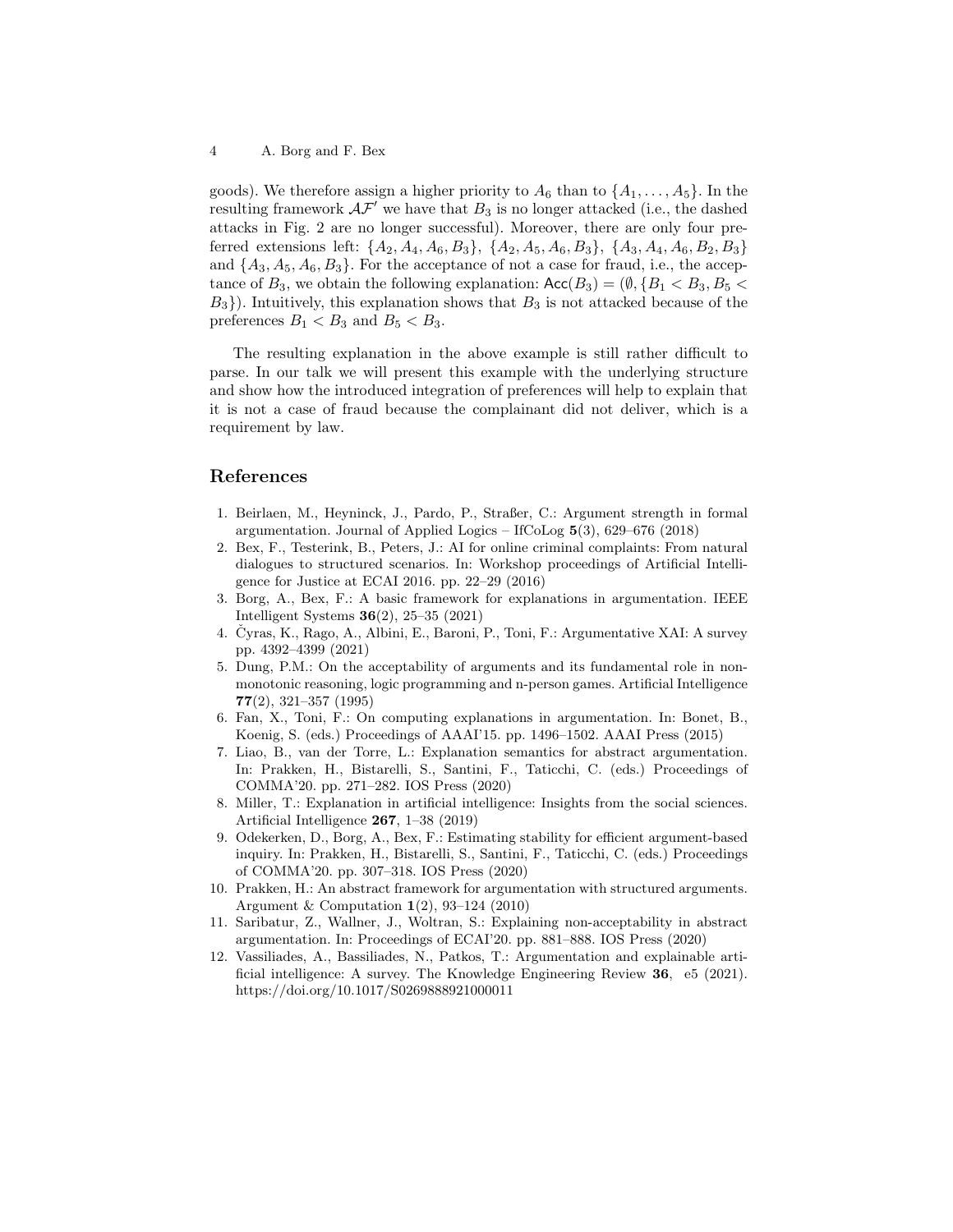goods). We therefore assign a higher priority to $A_6$ than to $\{A_1, \ldots, A_5\}$. In the resulting framework $\mathcal{AF}'$ we have that $B_3$ is no longer attacked (i.e., the dashed attacks in Fig. 2 are no longer successful). Moreover, there are only four preferred extensions left: $\{A_2, A_4, A_6, B_3\}$, $\{A_2, A_5, A_6, B_3\}$, $\{A_3, A_4, A_6, B_2, B_3\}$ and $\{A_3, A_5, A_6, B_3\}$. For the acceptance of not a case for fraud, i.e., the acceptance of $B_3$, we obtain the following explanation: $\mathsf{Acc}(B_3) = (\emptyset, \{B_1 < B_3, B_5 < B_3\})$. Intuitively, this explanation shows that $B_3$ is not attacked because of the preferences $B_1 < B_3$ and $B_5 < B_3$.

The resulting explanation in the above example is still rather difficult to parse. In our talk we will present this example with the underlying structure and show how the introduced integration of preferences will help to explain that it is not a case of fraud because the complainant did not deliver, which is a requirement by law.

## References

1. Beirlaen, M., Heyninck, J., Pardo, P., Straßer, C.: Argument strength in formal argumentation. Journal of Applied Logics – IfCoLog **5**(3), 629–676 (2018)
2. Bex, F., Testerink, B., Peters, J.: AI for online criminal complaints: From natural dialogues to structured scenarios. In: Workshop proceedings of Artificial Intelligence for Justice at ECAI 2016. pp. 22–29 (2016)
3. Borg, A., Bex, F.: A basic framework for explanations in argumentation. IEEE Intelligent Systems **36**(2), 25–35 (2021)
4. Čyras, K., Rago, A., Albini, E., Baroni, P., Toni, F.: Argumentative XAI: A survey pp. 4392–4399 (2021)
5. Dung, P.M.: On the acceptability of arguments and its fundamental role in nonmonotonic reasoning, logic programming and n-person games. Artificial Intelligence **77**(2), 321–357 (1995)
6. Fan, X., Toni, F.: On computing explanations in argumentation. In: Bonet, B., Koenig, S. (eds.) Proceedings of AAAI'15. pp. 1496–1502. AAAI Press (2015)
7. Liao, B., van der Torre, L.: Explanation semantics for abstract argumentation. In: Prakken, H., Bistarelli, S., Santini, F., Taticchi, C. (eds.) Proceedings of COMMA'20. pp. 271–282. IOS Press (2020)
8. Miller, T.: Explanation in artificial intelligence: Insights from the social sciences. Artificial Intelligence **267**, 1–38 (2019)
9. Odekerken, D., Borg, A., Bex, F.: Estimating stability for efficient argument-based inquiry. In: Prakken, H., Bistarelli, S., Santini, F., Taticchi, C. (eds.) Proceedings of COMMA'20. pp. 307–318. IOS Press (2020)
10. Prakken, H.: An abstract framework for argumentation with structured arguments. Argument & Computation **1**(2), 93–124 (2010)
11. Saribatur, Z., Wallner, J., Woltran, S.: Explaining non-acceptability in abstract argumentation. In: Proceedings of ECAI'20. pp. 881–888. IOS Press (2020)
12. Vassiliades, A., Bassiliades, N., Patkos, T.: Argumentation and explainable artificial intelligence: A survey. The Knowledge Engineering Review **36**, e5 (2021). https://doi.org/10.1017/S0269888921000011